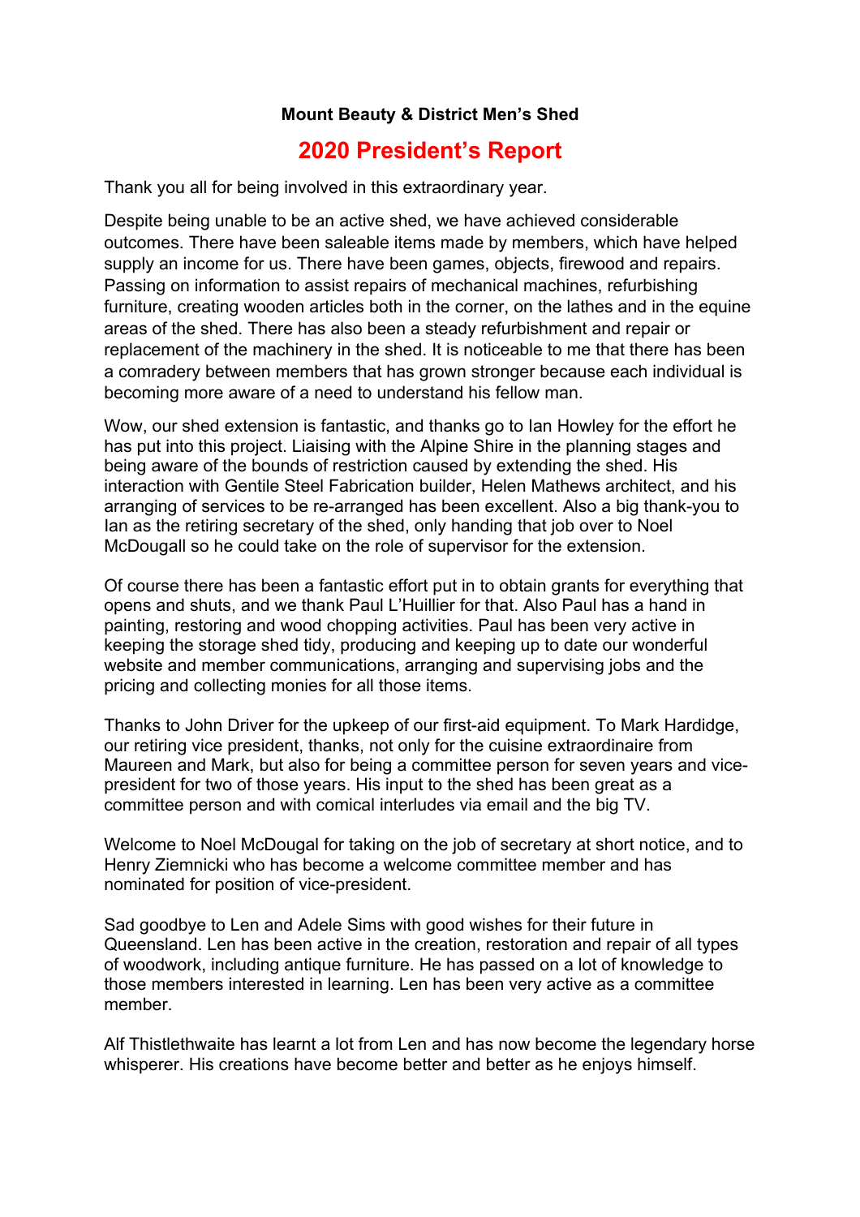**Mount Beauty & District Men's Shed**

# 2020 President's Report

Thank you all for being involved in this extraordinary year.

Despite being unable to be an active shed, we have achieved considerable outcomes. There have been saleable items made by members, which have helped supply an income for us. There have been games, objects, firewood and repairs. Passing on information to assist repairs of mechanical machines, refurbishing furniture, creating wooden articles both in the corner, on the lathes and in the equine areas of the shed. There has also been a steady refurbishment and repair or replacement of the machinery in the shed. It is noticeable to me that there has been a comradery between members that has grown stronger because each individual is becoming more aware of a need to understand his fellow man.

Wow, our shed extension is fantastic, and thanks go to Ian Howley for the effort he has put into this project. Liaising with the Alpine Shire in the planning stages and being aware of the bounds of restriction caused by extending the shed. His interaction with Gentile Steel Fabrication builder, Helen Mathews architect, and his arranging of services to be re-arranged has been excellent. Also a big thank-you to Ian as the retiring secretary of the shed, only handing that job over to Noel McDougall so he could take on the role of supervisor for the extension.

Of course there has been a fantastic effort put in to obtain grants for everything that opens and shuts, and we thank Paul L'Huillier for that. Also Paul has a hand in painting, restoring and wood chopping activities. Paul has been very active in keeping the storage shed tidy, producing and keeping up to date our wonderful website and member communications, arranging and supervising jobs and the pricing and collecting monies for all those items.

Thanks to John Driver for the upkeep of our first-aid equipment. To Mark Hardidge, our retiring vice president, thanks, not only for the cuisine extraordinaire from Maureen and Mark, but also for being a committee person for seven years and vice-president for two of those years. His input to the shed has been great as a committee person and with comical interludes via email and the big TV.

Welcome to Noel McDougal for taking on the job of secretary at short notice, and to Henry Ziemnicki who has become a welcome committee member and has nominated for position of vice-president.

Sad goodbye to Len and Adele Sims with good wishes for their future in Queensland. Len has been active in the creation, restoration and repair of all types of woodwork, including antique furniture. He has passed on a lot of knowledge to those members interested in learning. Len has been very active as a committee member.

Alf Thistlethwaite has learnt a lot from Len and has now become the legendary horse whisperer. His creations have become better and better as he enjoys himself.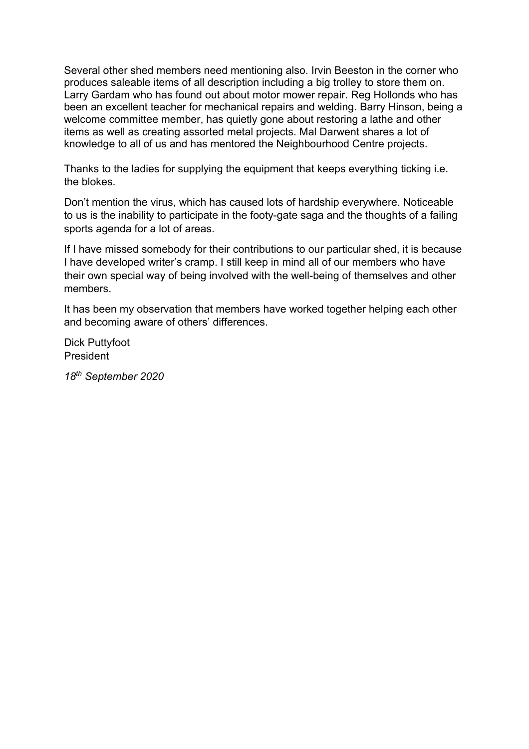Several other shed members need mentioning also. Irvin Beeston in the corner who produces saleable items of all description including a big trolley to store them on. Larry Gardam who has found out about motor mower repair. Reg Hollonds who has been an excellent teacher for mechanical repairs and welding. Barry Hinson, being a welcome committee member, has quietly gone about restoring a lathe and other items as well as creating assorted metal projects. Mal Darwent shares a lot of knowledge to all of us and has mentored the Neighbourhood Centre projects.

Thanks to the ladies for supplying the equipment that keeps everything ticking i.e. the blokes.

Don't mention the virus, which has caused lots of hardship everywhere. Noticeable to us is the inability to participate in the footy-gate saga and the thoughts of a failing sports agenda for a lot of areas.

If I have missed somebody for their contributions to our particular shed, it is because I have developed writer's cramp. I still keep in mind all of our members who have their own special way of being involved with the well-being of themselves and other members.

It has been my observation that members have worked together helping each other and becoming aware of others' differences.

Dick Puttyfoot
President

*18th September 2020*